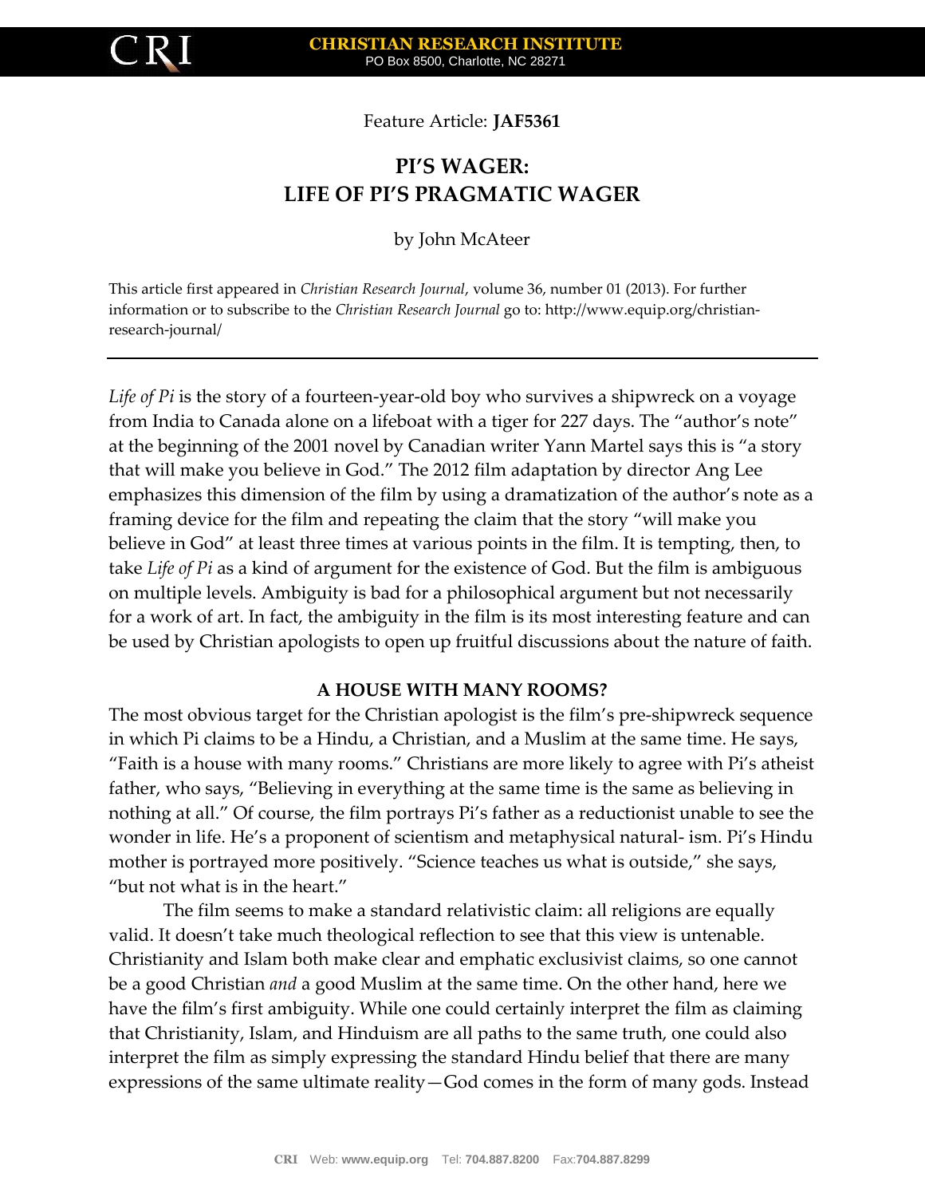Feature Article: **JAF5361**

# PI'S WAGER: LIFE OF PI'S PRAGMATIC WAGER

by John McAteer

This article first appeared in *Christian Research Journal*, volume 36, number 01 (2013). For further information or to subscribe to the *Christian Research Journal* go to: http://www.equip.org/christian-research-journal/

---

*Life of Pi* is the story of a fourteen-year-old boy who survives a shipwreck on a voyage from India to Canada alone on a lifeboat with a tiger for 227 days. The "author's note" at the beginning of the 2001 novel by Canadian writer Yann Martel says this is "a story that will make you believe in God." The 2012 film adaptation by director Ang Lee emphasizes this dimension of the film by using a dramatization of the author's note as a framing device for the film and repeating the claim that the story "will make you believe in God" at least three times at various points in the film. It is tempting, then, to take *Life of Pi* as a kind of argument for the existence of God. But the film is ambiguous on multiple levels. Ambiguity is bad for a philosophical argument but not necessarily for a work of art. In fact, the ambiguity in the film is its most interesting feature and can be used by Christian apologists to open up fruitful discussions about the nature of faith.

## A HOUSE WITH MANY ROOMS?

The most obvious target for the Christian apologist is the film's pre-shipwreck sequence in which Pi claims to be a Hindu, a Christian, and a Muslim at the same time. He says, "Faith is a house with many rooms." Christians are more likely to agree with Pi's atheist father, who says, "Believing in everything at the same time is the same as believing in nothing at all." Of course, the film portrays Pi's father as a reductionist unable to see the wonder in life. He's a proponent of scientism and metaphysical natural- ism. Pi's Hindu mother is portrayed more positively. "Science teaches us what is outside," she says, "but not what is in the heart."

The film seems to make a standard relativistic claim: all religions are equally valid. It doesn't take much theological reflection to see that this view is untenable. Christianity and Islam both make clear and emphatic exclusivist claims, so one cannot be a good Christian *and* a good Muslim at the same time. On the other hand, here we have the film's first ambiguity. While one could certainly interpret the film as claiming that Christianity, Islam, and Hinduism are all paths to the same truth, one could also interpret the film as simply expressing the standard Hindu belief that there are many expressions of the same ultimate reality—God comes in the form of many gods. Instead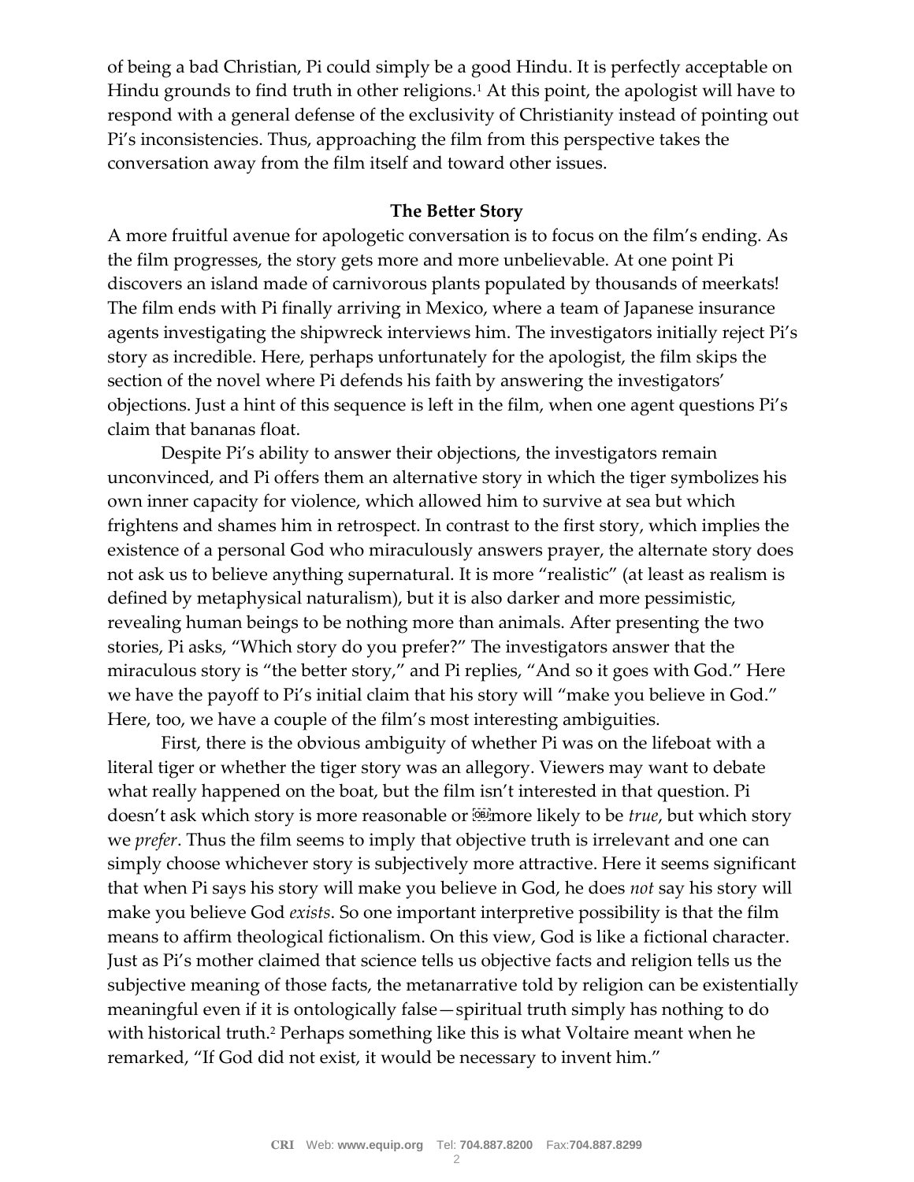of being a bad Christian, Pi could simply be a good Hindu. It is perfectly acceptable on Hindu grounds to find truth in other religions.[1] At this point, the apologist will have to respond with a general defense of the exclusivity of Christianity instead of pointing out Pi's inconsistencies. Thus, approaching the film from this perspective takes the conversation away from the film itself and toward other issues.

## The Better Story

A more fruitful avenue for apologetic conversation is to focus on the film's ending. As the film progresses, the story gets more and more unbelievable. At one point Pi discovers an island made of carnivorous plants populated by thousands of meerkats! The film ends with Pi finally arriving in Mexico, where a team of Japanese insurance agents investigating the shipwreck interviews him. The investigators initially reject Pi's story as incredible. Here, perhaps unfortunately for the apologist, the film skips the section of the novel where Pi defends his faith by answering the investigators' objections. Just a hint of this sequence is left in the film, when one agent questions Pi's claim that bananas float.

Despite Pi's ability to answer their objections, the investigators remain unconvinced, and Pi offers them an alternative story in which the tiger symbolizes his own inner capacity for violence, which allowed him to survive at sea but which frightens and shames him in retrospect. In contrast to the first story, which implies the existence of a personal God who miraculously answers prayer, the alternate story does not ask us to believe anything supernatural. It is more "realistic" (at least as realism is defined by metaphysical naturalism), but it is also darker and more pessimistic, revealing human beings to be nothing more than animals. After presenting the two stories, Pi asks, "Which story do you prefer?" The investigators answer that the miraculous story is "the better story," and Pi replies, "And so it goes with God." Here we have the payoff to Pi's initial claim that his story will "make you believe in God." Here, too, we have a couple of the film's most interesting ambiguities.

First, there is the obvious ambiguity of whether Pi was on the lifeboat with a literal tiger or whether the tiger story was an allegory. Viewers may want to debate what really happened on the boat, but the film isn't interested in that question. Pi doesn't ask which story is more reasonable or more likely to be *true*, but which story we *prefer*. Thus the film seems to imply that objective truth is irrelevant and one can simply choose whichever story is subjectively more attractive. Here it seems significant that when Pi says his story will make you believe in God, he does *not* say his story will make you believe God *exists*. So one important interpretive possibility is that the film means to affirm theological fictionalism. On this view, God is like a fictional character. Just as Pi's mother claimed that science tells us objective facts and religion tells us the subjective meaning of those facts, the metanarrative told by religion can be existentially meaningful even if it is ontologically false—spiritual truth simply has nothing to do with historical truth.[2] Perhaps something like this is what Voltaire meant when he remarked, "If God did not exist, it would be necessary to invent him."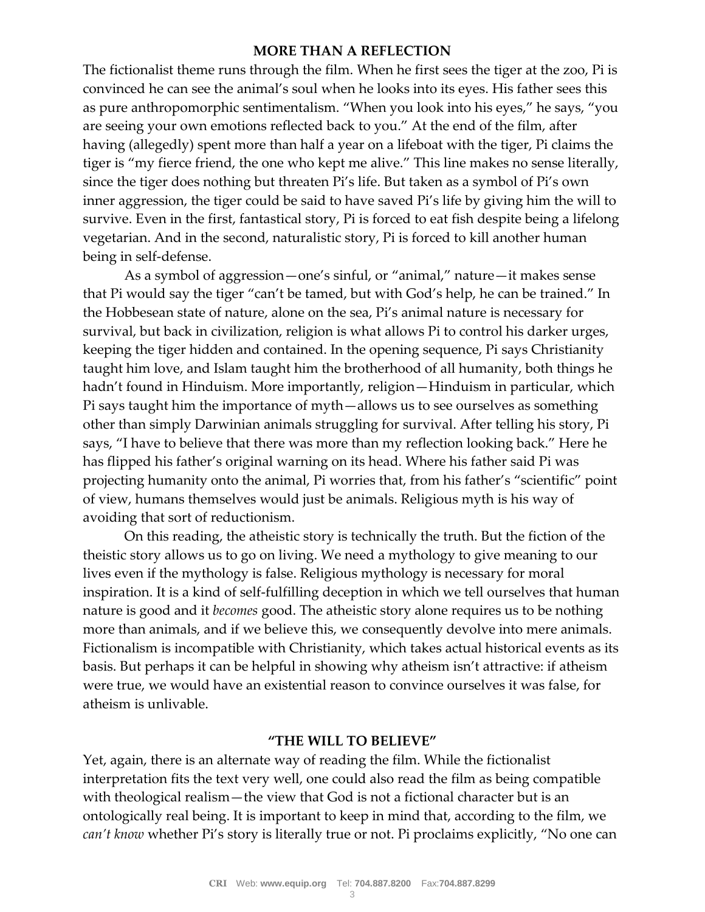## MORE THAN A REFLECTION

The fictionalist theme runs through the film. When he first sees the tiger at the zoo, Pi is convinced he can see the animal's soul when he looks into its eyes. His father sees this as pure anthropomorphic sentimentalism. "When you look into his eyes," he says, "you are seeing your own emotions reflected back to you." At the end of the film, after having (allegedly) spent more than half a year on a lifeboat with the tiger, Pi claims the tiger is "my fierce friend, the one who kept me alive." This line makes no sense literally, since the tiger does nothing but threaten Pi's life. But taken as a symbol of Pi's own inner aggression, the tiger could be said to have saved Pi's life by giving him the will to survive. Even in the first, fantastical story, Pi is forced to eat fish despite being a lifelong vegetarian. And in the second, naturalistic story, Pi is forced to kill another human being in self-defense.

As a symbol of aggression—one's sinful, or "animal," nature—it makes sense that Pi would say the tiger "can't be tamed, but with God's help, he can be trained." In the Hobbesean state of nature, alone on the sea, Pi's animal nature is necessary for survival, but back in civilization, religion is what allows Pi to control his darker urges, keeping the tiger hidden and contained. In the opening sequence, Pi says Christianity taught him love, and Islam taught him the brotherhood of all humanity, both things he hadn't found in Hinduism. More importantly, religion—Hinduism in particular, which Pi says taught him the importance of myth—allows us to see ourselves as something other than simply Darwinian animals struggling for survival. After telling his story, Pi says, "I have to believe that there was more than my reflection looking back." Here he has flipped his father's original warning on its head. Where his father said Pi was projecting humanity onto the animal, Pi worries that, from his father's "scientific" point of view, humans themselves would just be animals. Religious myth is his way of avoiding that sort of reductionism.

On this reading, the atheistic story is technically the truth. But the fiction of the theistic story allows us to go on living. We need a mythology to give meaning to our lives even if the mythology is false. Religious mythology is necessary for moral inspiration. It is a kind of self-fulfilling deception in which we tell ourselves that human nature is good and it *becomes* good. The atheistic story alone requires us to be nothing more than animals, and if we believe this, we consequently devolve into mere animals. Fictionalism is incompatible with Christianity, which takes actual historical events as its basis. But perhaps it can be helpful in showing why atheism isn't attractive: if atheism were true, we would have an existential reason to convince ourselves it was false, for atheism is unlivable.

## "THE WILL TO BELIEVE"

Yet, again, there is an alternate way of reading the film. While the fictionalist interpretation fits the text very well, one could also read the film as being compatible with theological realism—the view that God is not a fictional character but is an ontologically real being. It is important to keep in mind that, according to the film, we *can't know* whether Pi's story is literally true or not. Pi proclaims explicitly, "No one can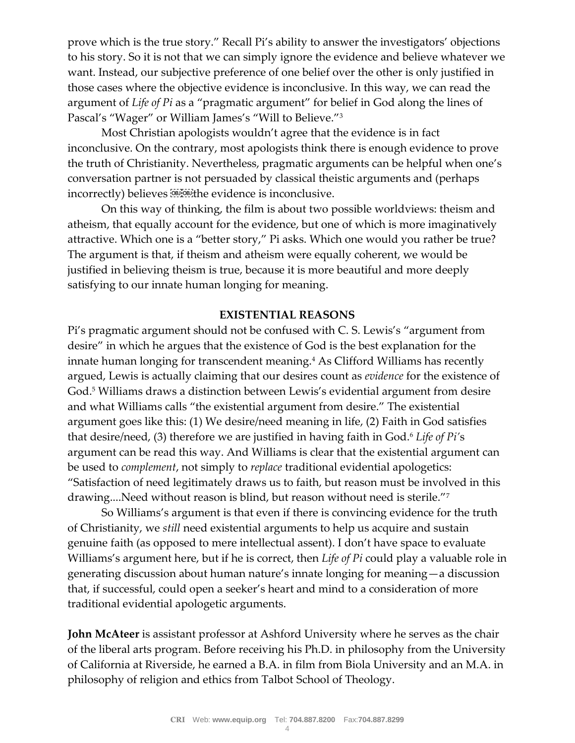prove which is the true story." Recall Pi's ability to answer the investigators' objections to his story. So it is not that we can simply ignore the evidence and believe whatever we want. Instead, our subjective preference of one belief over the other is only justified in those cases where the objective evidence is inconclusive. In this way, we can read the argument of *Life of Pi* as a "pragmatic argument" for belief in God along the lines of Pascal's "Wager" or William James's "Will to Believe."[3]

Most Christian apologists wouldn't agree that the evidence is in fact inconclusive. On the contrary, most apologists think there is enough evidence to prove the truth of Christianity. Nevertheless, pragmatic arguments can be helpful when one's conversation partner is not persuaded by classical theistic arguments and (perhaps incorrectly) believes the evidence is inconclusive.

On this way of thinking, the film is about two possible worldviews: theism and atheism, that equally account for the evidence, but one of which is more imaginatively attractive. Which one is a "better story," Pi asks. Which one would you rather be true? The argument is that, if theism and atheism were equally coherent, we would be justified in believing theism is true, because it is more beautiful and more deeply satisfying to our innate human longing for meaning.

## EXISTENTIAL REASONS

Pi's pragmatic argument should not be confused with C. S. Lewis's "argument from desire" in which he argues that the existence of God is the best explanation for the innate human longing for transcendent meaning.[4] As Clifford Williams has recently argued, Lewis is actually claiming that our desires count as *evidence* for the existence of God.[5] Williams draws a distinction between Lewis's evidential argument from desire and what Williams calls "the existential argument from desire." The existential argument goes like this: (1) We desire/need meaning in life, (2) Faith in God satisfies that desire/need, (3) therefore we are justified in having faith in God.[6] *Life of Pi*'s argument can be read this way. And Williams is clear that the existential argument can be used to *complement*, not simply to *replace* traditional evidential apologetics: "Satisfaction of need legitimately draws us to faith, but reason must be involved in this drawing....Need without reason is blind, but reason without need is sterile."[7]

So Williams's argument is that even if there is convincing evidence for the truth of Christianity, we *still* need existential arguments to help us acquire and sustain genuine faith (as opposed to mere intellectual assent). I don't have space to evaluate Williams's argument here, but if he is correct, then *Life of Pi* could play a valuable role in generating discussion about human nature's innate longing for meaning—a discussion that, if successful, could open a seeker's heart and mind to a consideration of more traditional evidential apologetic arguments.

**John McAteer** is assistant professor at Ashford University where he serves as the chair of the liberal arts program. Before receiving his Ph.D. in philosophy from the University of California at Riverside, he earned a B.A. in film from Biola University and an M.A. in philosophy of religion and ethics from Talbot School of Theology.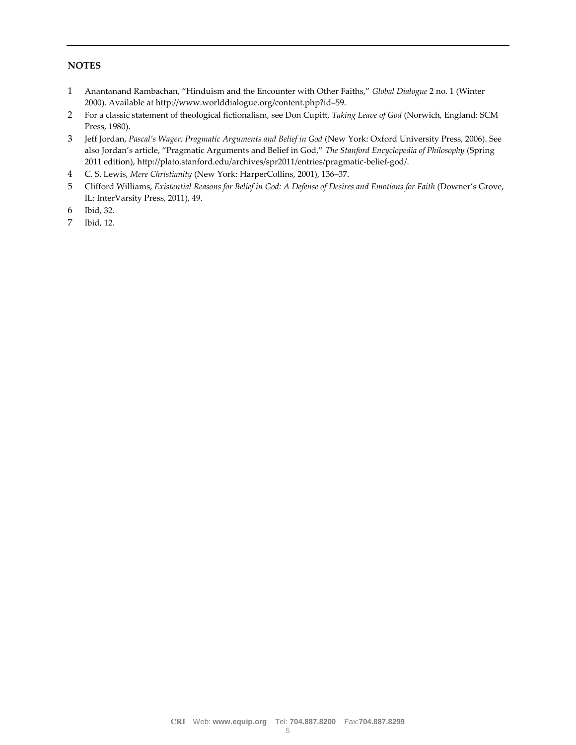**NOTES**

1. Anantanand Rambachan, "Hinduism and the Encounter with Other Faiths," *Global Dialogue* 2 no. 1 (Winter 2000). Available at http://www.worlddialogue.org/content.php?id=59.
2. For a classic statement of theological fictionalism, see Don Cupitt, *Taking Leave of God* (Norwich, England: SCM Press, 1980).
3. Jeff Jordan, *Pascal's Wager: Pragmatic Arguments and Belief in God* (New York: Oxford University Press, 2006). See also Jordan's article, "Pragmatic Arguments and Belief in God," *The Stanford Encyclopedia of Philosophy* (Spring 2011 edition), http://plato.stanford.edu/archives/spr2011/entries/pragmatic-belief-god/.
4. C. S. Lewis, *Mere Christianity* (New York: HarperCollins, 2001), 136–37.
5. Clifford Williams, *Existential Reasons for Belief in God: A Defense of Desires and Emotions for Faith* (Downer's Grove, IL: InterVarsity Press, 2011), 49.
6. Ibid, 32.
7. Ibid, 12.